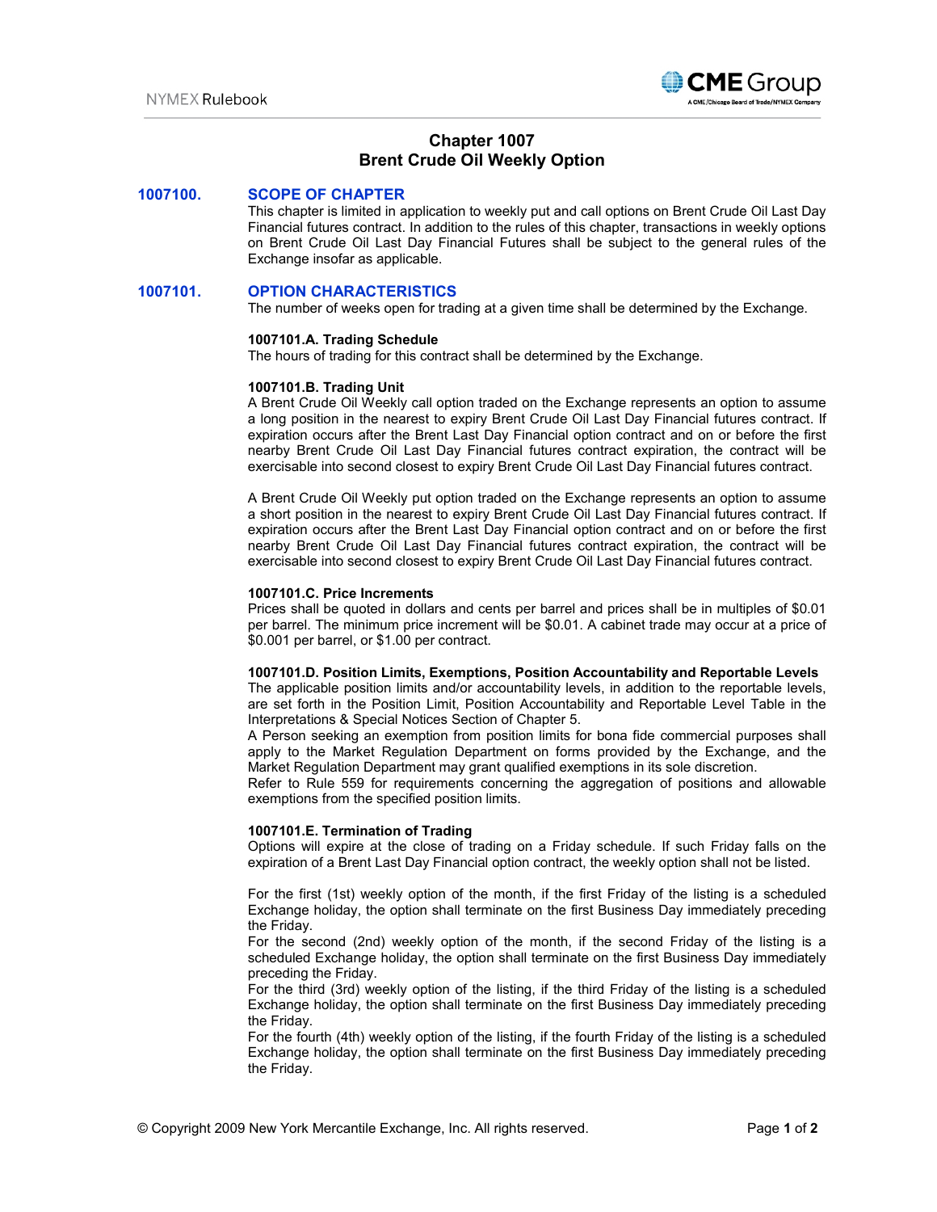# Chapter 1007
# Brent Crude Oil Weekly Option

## 1007100. SCOPE OF CHAPTER

This chapter is limited in application to weekly put and call options on Brent Crude Oil Last Day Financial futures contract. In addition to the rules of this chapter, transactions in weekly options on Brent Crude Oil Last Day Financial Futures shall be subject to the general rules of the Exchange insofar as applicable.

## 1007101. OPTION CHARACTERISTICS

The number of weeks open for trading at a given time shall be determined by the Exchange.

### 1007101.A. Trading Schedule

The hours of trading for this contract shall be determined by the Exchange.

### 1007101.B. Trading Unit

A Brent Crude Oil Weekly call option traded on the Exchange represents an option to assume a long position in the nearest to expiry Brent Crude Oil Last Day Financial futures contract. If expiration occurs after the Brent Last Day Financial option contract and on or before the first nearby Brent Crude Oil Last Day Financial futures contract expiration, the contract will be exercisable into second closest to expiry Brent Crude Oil Last Day Financial futures contract.

A Brent Crude Oil Weekly put option traded on the Exchange represents an option to assume a short position in the nearest to expiry Brent Crude Oil Last Day Financial futures contract. If expiration occurs after the Brent Last Day Financial option contract and on or before the first nearby Brent Crude Oil Last Day Financial futures contract expiration, the contract will be exercisable into second closest to expiry Brent Crude Oil Last Day Financial futures contract.

### 1007101.C. Price Increments

Prices shall be quoted in dollars and cents per barrel and prices shall be in multiples of $0.01 per barrel. The minimum price increment will be $0.01. A cabinet trade may occur at a price of $0.001 per barrel, or $1.00 per contract.

### 1007101.D. Position Limits, Exemptions, Position Accountability and Reportable Levels

The applicable position limits and/or accountability levels, in addition to the reportable levels, are set forth in the Position Limit, Position Accountability and Reportable Level Table in the Interpretations & Special Notices Section of Chapter 5.

A Person seeking an exemption from position limits for bona fide commercial purposes shall apply to the Market Regulation Department on forms provided by the Exchange, and the Market Regulation Department may grant qualified exemptions in its sole discretion.

Refer to Rule 559 for requirements concerning the aggregation of positions and allowable exemptions from the specified position limits.

### 1007101.E. Termination of Trading

Options will expire at the close of trading on a Friday schedule. If such Friday falls on the expiration of a Brent Last Day Financial option contract, the weekly option shall not be listed.

For the first (1st) weekly option of the month, if the first Friday of the listing is a scheduled Exchange holiday, the option shall terminate on the first Business Day immediately preceding the Friday.

For the second (2nd) weekly option of the month, if the second Friday of the listing is a scheduled Exchange holiday, the option shall terminate on the first Business Day immediately preceding the Friday.

For the third (3rd) weekly option of the listing, if the third Friday of the listing is a scheduled Exchange holiday, the option shall terminate on the first Business Day immediately preceding the Friday.

For the fourth (4th) weekly option of the listing, if the fourth Friday of the listing is a scheduled Exchange holiday, the option shall terminate on the first Business Day immediately preceding the Friday.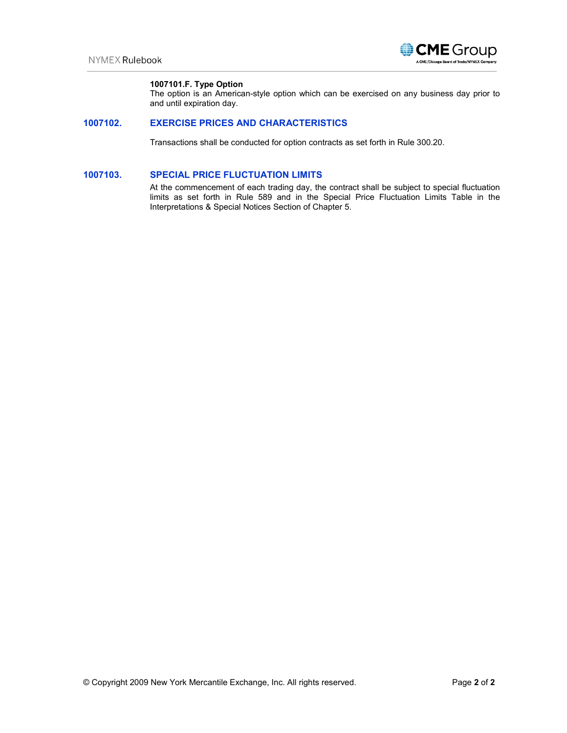**1007101.F. Type Option**

The option is an American-style option which can be exercised on any business day prior to and until expiration day.

## 1007102. EXERCISE PRICES AND CHARACTERISTICS

Transactions shall be conducted for option contracts as set forth in Rule 300.20.

## 1007103. SPECIAL PRICE FLUCTUATION LIMITS

At the commencement of each trading day, the contract shall be subject to special fluctuation limits as set forth in Rule 589 and in the Special Price Fluctuation Limits Table in the Interpretations & Special Notices Section of Chapter 5.